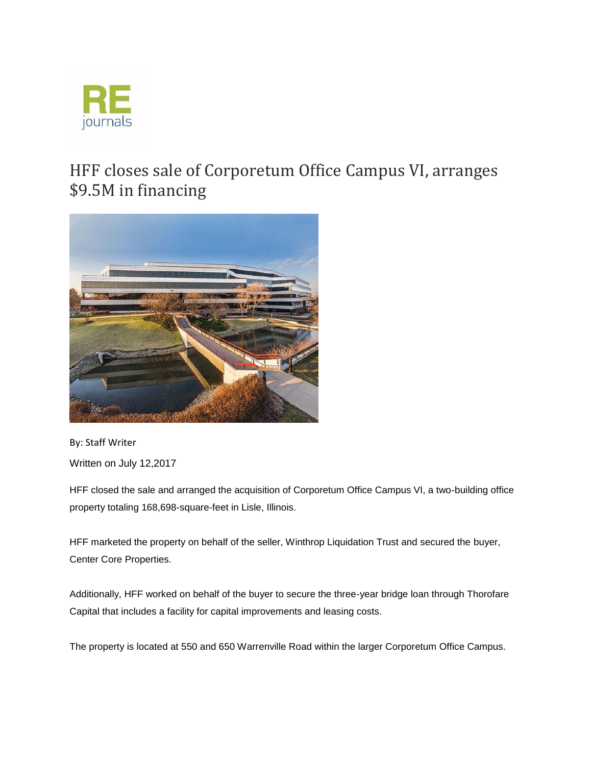# HFF closes sale of Corporetum Office Campus VI, arranges $9.5M in financing

By: Staff Writer

Written on July 12,2017

HFF closed the sale and arranged the acquisition of Corporetum Office Campus VI, a two-building office property totaling 168,698-square-feet in Lisle, Illinois.

HFF marketed the property on behalf of the seller, Winthrop Liquidation Trust and secured the buyer, Center Core Properties.

Additionally, HFF worked on behalf of the buyer to secure the three-year bridge loan through Thorofare Capital that includes a facility for capital improvements and leasing costs.

The property is located at 550 and 650 Warrenville Road within the larger Corporetum Office Campus.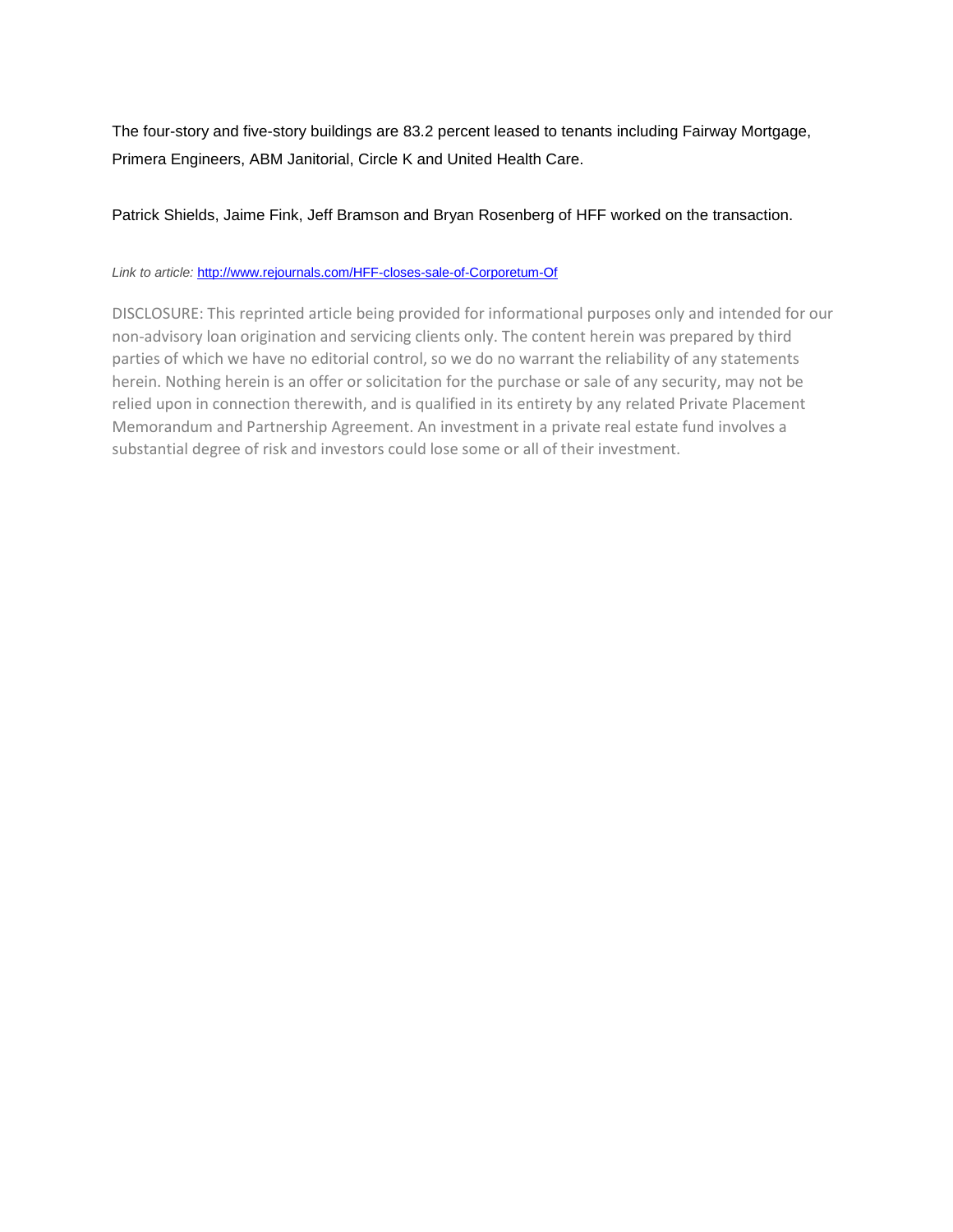The four-story and five-story buildings are 83.2 percent leased to tenants including Fairway Mortgage, Primera Engineers, ABM Janitorial, Circle K and United Health Care.

Patrick Shields, Jaime Fink, Jeff Bramson and Bryan Rosenberg of HFF worked on the transaction.

*Link to article:* [http://www.rejournals.com/HFF-closes-sale-of-Corporetum-Of](http://www.rejournals.com/HFF-closes-sale-of-Corporetum-Of)

DISCLOSURE: This reprinted article being provided for informational purposes only and intended for our non-advisory loan origination and servicing clients only. The content herein was prepared by third parties of which we have no editorial control, so we do no warrant the reliability of any statements herein. Nothing herein is an offer or solicitation for the purchase or sale of any security, may not be relied upon in connection therewith, and is qualified in its entirety by any related Private Placement Memorandum and Partnership Agreement. An investment in a private real estate fund involves a substantial degree of risk and investors could lose some or all of their investment.